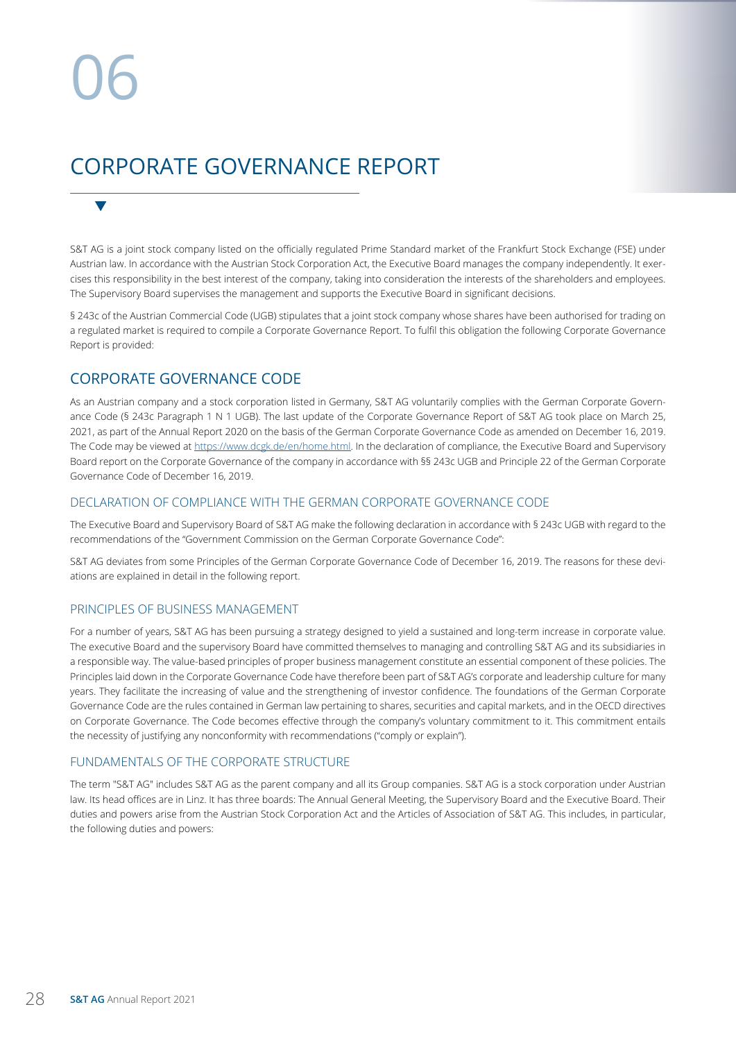# 06

# CORPORATE GOVERNANCE REPORT

S&T AG is a joint stock company listed on the officially regulated Prime Standard market of the Frankfurt Stock Exchange (FSE) under Austrian law. In accordance with the Austrian Stock Corporation Act, the Executive Board manages the company independently. It exercises this responsibility in the best interest of the company, taking into consideration the interests of the shareholders and employees. The Supervisory Board supervises the management and supports the Executive Board in significant decisions.

§ 243c of the Austrian Commercial Code (UGB) stipulates that a joint stock company whose shares have been authorised for trading on a regulated market is required to compile a Corporate Governance Report. To fulfil this obligation the following Corporate Governance Report is provided:

## CORPORATE GOVERNANCE CODE

As an Austrian company and a stock corporation listed in Germany, S&T AG voluntarily complies with the German Corporate Governance Code (§ 243c Paragraph 1 N 1 UGB). The last update of the Corporate Governance Report of S&T AG took place on March 25, 2021, as part of the Annual Report 2020 on the basis of the German Corporate Governance Code as amended on December 16, 2019. The Code may be viewed at https://www.dcgk.de/en/home.html. In the declaration of compliance, the Executive Board and Supervisory Board report on the Corporate Governance of the company in accordance with §§ 243c UGB and Principle 22 of the German Corporate Governance Code of December 16, 2019.

### DECLARATION OF COMPLIANCE WITH THE GERMAN CORPORATE GOVERNANCE CODE

The Executive Board and Supervisory Board of S&T AG make the following declaration in accordance with § 243c UGB with regard to the recommendations of the "Government Commission on the German Corporate Governance Code":

S&T AG deviates from some Principles of the German Corporate Governance Code of December 16, 2019. The reasons for these deviations are explained in detail in the following report.

### PRINCIPLES OF BUSINESS MANAGEMENT

For a number of years, S&T AG has been pursuing a strategy designed to yield a sustained and long-term increase in corporate value. The executive Board and the supervisory Board have committed themselves to managing and controlling S&T AG and its subsidiaries in a responsible way. The value-based principles of proper business management constitute an essential component of these policies. The Principles laid down in the Corporate Governance Code have therefore been part of S&T AG's corporate and leadership culture for many years. They facilitate the increasing of value and the strengthening of investor confidence. The foundations of the German Corporate Governance Code are the rules contained in German law pertaining to shares, securities and capital markets, and in the OECD directives on Corporate Governance. The Code becomes effective through the company's voluntary commitment to it. This commitment entails the necessity of justifying any nonconformity with recommendations ("comply or explain").

### FUNDAMENTALS OF THE CORPORATE STRUCTURE

The term "S&T AG" includes S&T AG as the parent company and all its Group companies. S&T AG is a stock corporation under Austrian law. Its head offices are in Linz. It has three boards: The Annual General Meeting, the Supervisory Board and the Executive Board. Their duties and powers arise from the Austrian Stock Corporation Act and the Articles of Association of S&T AG. This includes, in particular, the following duties and powers: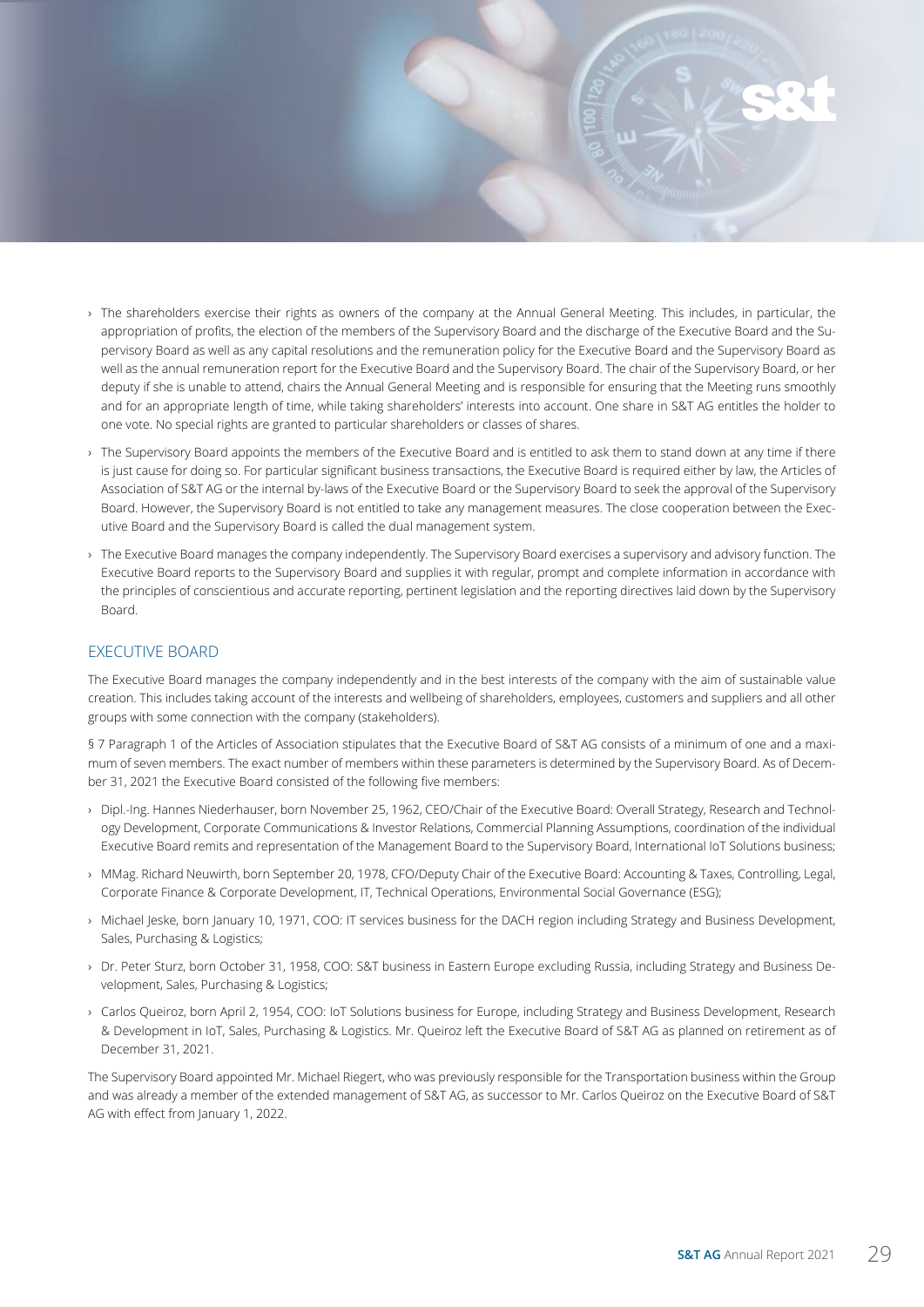- The shareholders exercise their rights as owners of the company at the Annual General Meeting. This includes, in particular, the appropriation of profits, the election of the members of the Supervisory Board and the discharge of the Executive Board and the Supervisory Board as well as any capital resolutions and the remuneration policy for the Executive Board and the Supervisory Board as well as the annual remuneration report for the Executive Board and the Supervisory Board. The chair of the Supervisory Board, or her deputy if she is unable to attend, chairs the Annual General Meeting and is responsible for ensuring that the Meeting runs smoothly and for an appropriate length of time, while taking shareholders' interests into account. One share in S&T AG entitles the holder to one vote. No special rights are granted to particular shareholders or classes of shares.
- The Supervisory Board appoints the members of the Executive Board and is entitled to ask them to stand down at any time if there is just cause for doing so. For particular significant business transactions, the Executive Board is required either by law, the Articles of Association of S&T AG or the internal by-laws of the Executive Board or the Supervisory Board to seek the approval of the Supervisory Board. However, the Supervisory Board is not entitled to take any management measures. The close cooperation between the Executive Board and the Supervisory Board is called the dual management system.
- The Executive Board manages the company independently. The Supervisory Board exercises a supervisory and advisory function. The Executive Board reports to the Supervisory Board and supplies it with regular, prompt and complete information in accordance with the principles of conscientious and accurate reporting, pertinent legislation and the reporting directives laid down by the Supervisory Board.

## EXECUTIVE BOARD

The Executive Board manages the company independently and in the best interests of the company with the aim of sustainable value creation. This includes taking account of the interests and wellbeing of shareholders, employees, customers and suppliers and all other groups with some connection with the company (stakeholders).

§ 7 Paragraph 1 of the Articles of Association stipulates that the Executive Board of S&T AG consists of a minimum of one and a maximum of seven members. The exact number of members within these parameters is determined by the Supervisory Board. As of December 31, 2021 the Executive Board consisted of the following five members:

- Dipl.-Ing. Hannes Niederhauser, born November 25, 1962, CEO/Chair of the Executive Board: Overall Strategy, Research and Technology Development, Corporate Communications & Investor Relations, Commercial Planning Assumptions, coordination of the individual Executive Board remits and representation of the Management Board to the Supervisory Board, International IoT Solutions business;
- MMag. Richard Neuwirth, born September 20, 1978, CFO/Deputy Chair of the Executive Board: Accounting & Taxes, Controlling, Legal, Corporate Finance & Corporate Development, IT, Technical Operations, Environmental Social Governance (ESG);
- Michael Jeske, born January 10, 1971, COO: IT services business for the DACH region including Strategy and Business Development, Sales, Purchasing & Logistics;
- Dr. Peter Sturz, born October 31, 1958, COO: S&T business in Eastern Europe excluding Russia, including Strategy and Business Development, Sales, Purchasing & Logistics;
- Carlos Queiroz, born April 2, 1954, COO: IoT Solutions business for Europe, including Strategy and Business Development, Research & Development in IoT, Sales, Purchasing & Logistics. Mr. Queiroz left the Executive Board of S&T AG as planned on retirement as of December 31, 2021.

The Supervisory Board appointed Mr. Michael Riegert, who was previously responsible for the Transportation business within the Group and was already a member of the extended management of S&T AG, as successor to Mr. Carlos Queiroz on the Executive Board of S&T AG with effect from January 1, 2022.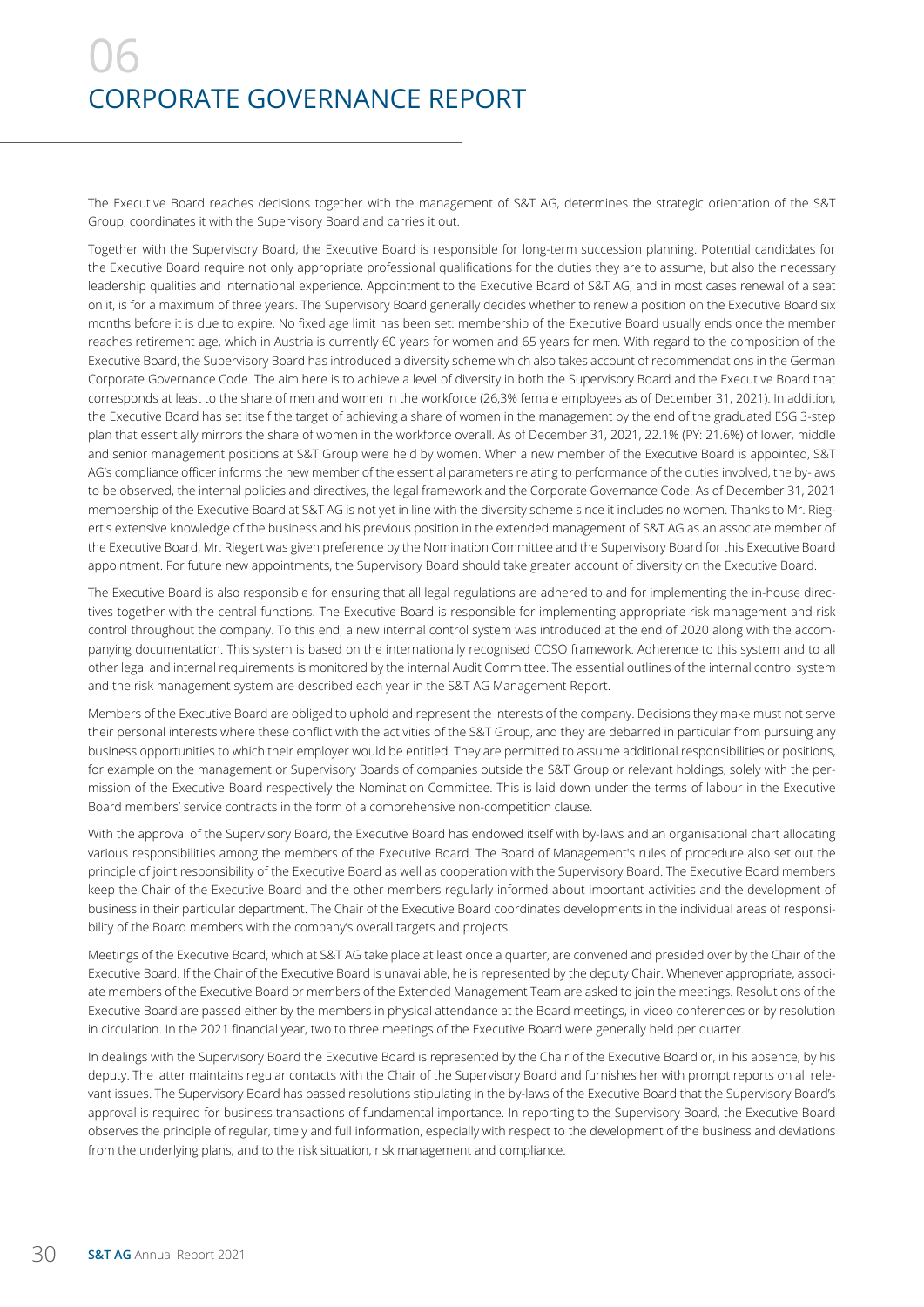# 06

# CORPORATE GOVERNANCE REPORT

The Executive Board reaches decisions together with the management of S&T AG, determines the strategic orientation of the S&T Group, coordinates it with the Supervisory Board and carries it out.

Together with the Supervisory Board, the Executive Board is responsible for long-term succession planning. Potential candidates for the Executive Board require not only appropriate professional qualifications for the duties they are to assume, but also the necessary leadership qualities and international experience. Appointment to the Executive Board of S&T AG, and in most cases renewal of a seat on it, is for a maximum of three years. The Supervisory Board generally decides whether to renew a position on the Executive Board six months before it is due to expire. No fixed age limit has been set: membership of the Executive Board usually ends once the member reaches retirement age, which in Austria is currently 60 years for women and 65 years for men. With regard to the composition of the Executive Board, the Supervisory Board has introduced a diversity scheme which also takes account of recommendations in the German Corporate Governance Code. The aim here is to achieve a level of diversity in both the Supervisory Board and the Executive Board that corresponds at least to the share of men and women in the workforce (26,3% female employees as of December 31, 2021). In addition, the Executive Board has set itself the target of achieving a share of women in the management by the end of the graduated ESG 3-step plan that essentially mirrors the share of women in the workforce overall. As of December 31, 2021, 22.1% (PY: 21.6%) of lower, middle and senior management positions at S&T Group were held by women. When a new member of the Executive Board is appointed, S&T AG's compliance officer informs the new member of the essential parameters relating to performance of the duties involved, the by-laws to be observed, the internal policies and directives, the legal framework and the Corporate Governance Code. As of December 31, 2021 membership of the Executive Board at S&T AG is not yet in line with the diversity scheme since it includes no women. Thanks to Mr. Riegert's extensive knowledge of the business and his previous position in the extended management of S&T AG as an associate member of the Executive Board, Mr. Riegert was given preference by the Nomination Committee and the Supervisory Board for this Executive Board appointment. For future new appointments, the Supervisory Board should take greater account of diversity on the Executive Board.

The Executive Board is also responsible for ensuring that all legal regulations are adhered to and for implementing the in-house directives together with the central functions. The Executive Board is responsible for implementing appropriate risk management and risk control throughout the company. To this end, a new internal control system was introduced at the end of 2020 along with the accompanying documentation. This system is based on the internationally recognised COSO framework. Adherence to this system and to all other legal and internal requirements is monitored by the internal Audit Committee. The essential outlines of the internal control system and the risk management system are described each year in the S&T AG Management Report.

Members of the Executive Board are obliged to uphold and represent the interests of the company. Decisions they make must not serve their personal interests where these conflict with the activities of the S&T Group, and they are debarred in particular from pursuing any business opportunities to which their employer would be entitled. They are permitted to assume additional responsibilities or positions, for example on the management or Supervisory Boards of companies outside the S&T Group or relevant holdings, solely with the permission of the Executive Board respectively the Nomination Committee. This is laid down under the terms of labour in the Executive Board members' service contracts in the form of a comprehensive non-competition clause.

With the approval of the Supervisory Board, the Executive Board has endowed itself with by-laws and an organisational chart allocating various responsibilities among the members of the Executive Board. The Board of Management's rules of procedure also set out the principle of joint responsibility of the Executive Board as well as cooperation with the Supervisory Board. The Executive Board members keep the Chair of the Executive Board and the other members regularly informed about important activities and the development of business in their particular department. The Chair of the Executive Board coordinates developments in the individual areas of responsibility of the Board members with the company's overall targets and projects.

Meetings of the Executive Board, which at S&T AG take place at least once a quarter, are convened and presided over by the Chair of the Executive Board. If the Chair of the Executive Board is unavailable, he is represented by the deputy Chair. Whenever appropriate, associate members of the Executive Board or members of the Extended Management Team are asked to join the meetings. Resolutions of the Executive Board are passed either by the members in physical attendance at the Board meetings, in video conferences or by resolution in circulation. In the 2021 financial year, two to three meetings of the Executive Board were generally held per quarter.

In dealings with the Supervisory Board the Executive Board is represented by the Chair of the Executive Board or, in his absence, by his deputy. The latter maintains regular contacts with the Chair of the Supervisory Board and furnishes her with prompt reports on all relevant issues. The Supervisory Board has passed resolutions stipulating in the by-laws of the Executive Board that the Supervisory Board's approval is required for business transactions of fundamental importance. In reporting to the Supervisory Board, the Executive Board observes the principle of regular, timely and full information, especially with respect to the development of the business and deviations from the underlying plans, and to the risk situation, risk management and compliance.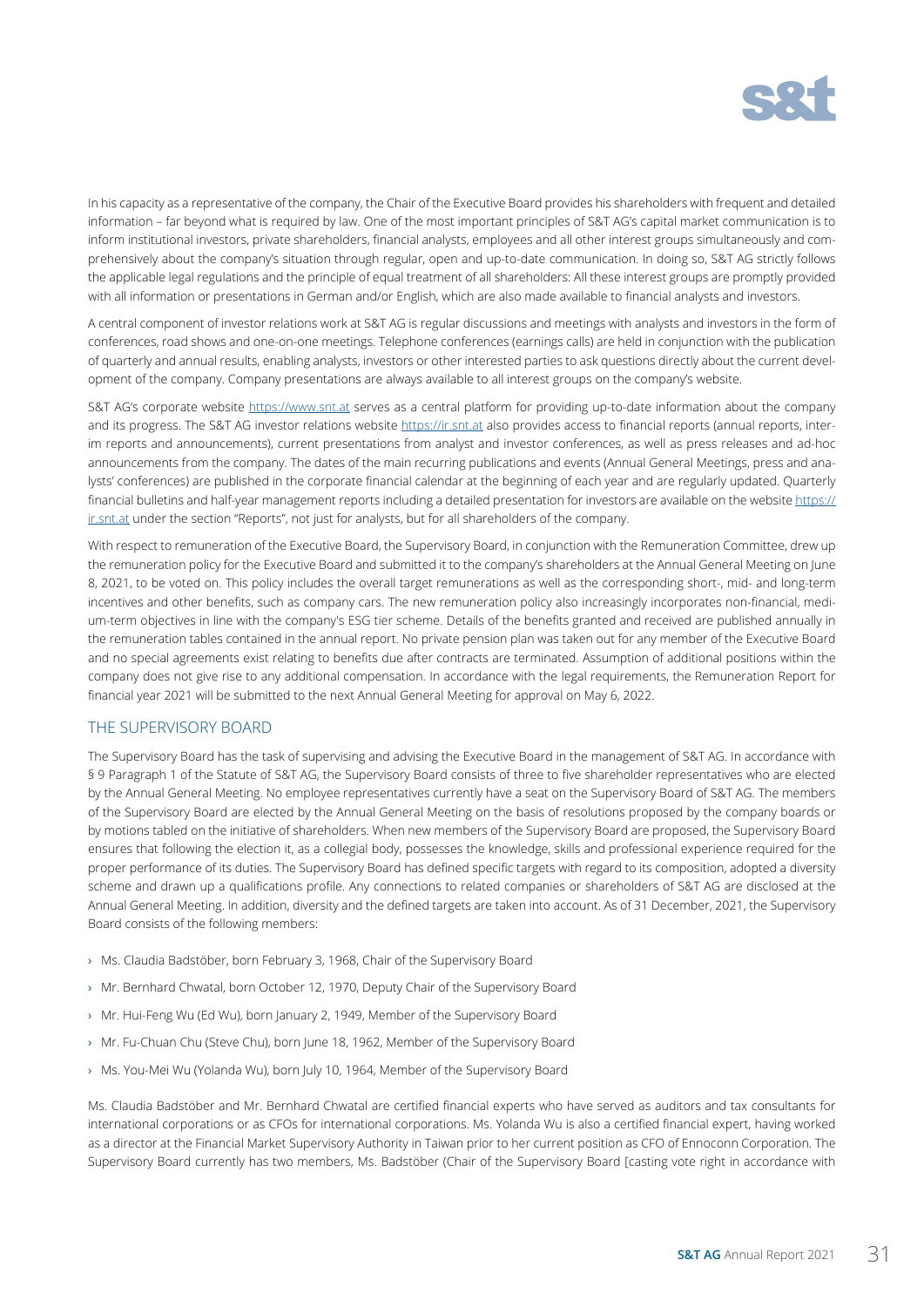In his capacity as a representative of the company, the Chair of the Executive Board provides his shareholders with frequent and detailed information – far beyond what is required by law. One of the most important principles of S&T AG's capital market communication is to inform institutional investors, private shareholders, financial analysts, employees and all other interest groups simultaneously and comprehensively about the company's situation through regular, open and up-to-date communication. In doing so, S&T AG strictly follows the applicable legal regulations and the principle of equal treatment of all shareholders: All these interest groups are promptly provided with all information or presentations in German and/or English, which are also made available to financial analysts and investors.

A central component of investor relations work at S&T AG is regular discussions and meetings with analysts and investors in the form of conferences, road shows and one-on-one meetings. Telephone conferences (earnings calls) are held in conjunction with the publication of quarterly and annual results, enabling analysts, investors or other interested parties to ask questions directly about the current development of the company. Company presentations are always available to all interest groups on the company's website.

S&T AG's corporate website https://www.snt.at serves as a central platform for providing up-to-date information about the company and its progress. The S&T AG investor relations website https://ir.snt.at also provides access to financial reports (annual reports, interim reports and announcements), current presentations from analyst and investor conferences, as well as press releases and ad-hoc announcements from the company. The dates of the main recurring publications and events (Annual General Meetings, press and analysts' conferences) are published in the corporate financial calendar at the beginning of each year and are regularly updated. Quarterly financial bulletins and half-year management reports including a detailed presentation for investors are available on the website https://ir.snt.at under the section "Reports", not just for analysts, but for all shareholders of the company.

With respect to remuneration of the Executive Board, the Supervisory Board, in conjunction with the Remuneration Committee, drew up the remuneration policy for the Executive Board and submitted it to the company's shareholders at the Annual General Meeting on June 8, 2021, to be voted on. This policy includes the overall target remunerations as well as the corresponding short-, mid- and long-term incentives and other benefits, such as company cars. The new remuneration policy also increasingly incorporates non-financial, medium-term objectives in line with the company's ESG tier scheme. Details of the benefits granted and received are published annually in the remuneration tables contained in the annual report. No private pension plan was taken out for any member of the Executive Board and no special agreements exist relating to benefits due after contracts are terminated. Assumption of additional positions within the company does not give rise to any additional compensation. In accordance with the legal requirements, the Remuneration Report for financial year 2021 will be submitted to the next Annual General Meeting for approval on May 6, 2022.

## THE SUPERVISORY BOARD

The Supervisory Board has the task of supervising and advising the Executive Board in the management of S&T AG. In accordance with § 9 Paragraph 1 of the Statute of S&T AG, the Supervisory Board consists of three to five shareholder representatives who are elected by the Annual General Meeting. No employee representatives currently have a seat on the Supervisory Board of S&T AG. The members of the Supervisory Board are elected by the Annual General Meeting on the basis of resolutions proposed by the company boards or by motions tabled on the initiative of shareholders. When new members of the Supervisory Board are proposed, the Supervisory Board ensures that following the election it, as a collegial body, possesses the knowledge, skills and professional experience required for the proper performance of its duties. The Supervisory Board has defined specific targets with regard to its composition, adopted a diversity scheme and drawn up a qualifications profile. Any connections to related companies or shareholders of S&T AG are disclosed at the Annual General Meeting. In addition, diversity and the defined targets are taken into account. As of 31 December, 2021, the Supervisory Board consists of the following members:

- Ms. Claudia Badstöber, born February 3, 1968, Chair of the Supervisory Board
- Mr. Bernhard Chwatal, born October 12, 1970, Deputy Chair of the Supervisory Board
- Mr. Hui-Feng Wu (Ed Wu), born January 2, 1949, Member of the Supervisory Board
- Mr. Fu-Chuan Chu (Steve Chu), born June 18, 1962, Member of the Supervisory Board
- Ms. You-Mei Wu (Yolanda Wu), born July 10, 1964, Member of the Supervisory Board

Ms. Claudia Badstöber and Mr. Bernhard Chwatal are certified financial experts who have served as auditors and tax consultants for international corporations or as CFOs for international corporations. Ms. Yolanda Wu is also a certified financial expert, having worked as a director at the Financial Market Supervisory Authority in Taiwan prior to her current position as CFO of Ennoconn Corporation. The Supervisory Board currently has two members, Ms. Badstöber (Chair of the Supervisory Board [casting vote right in accordance with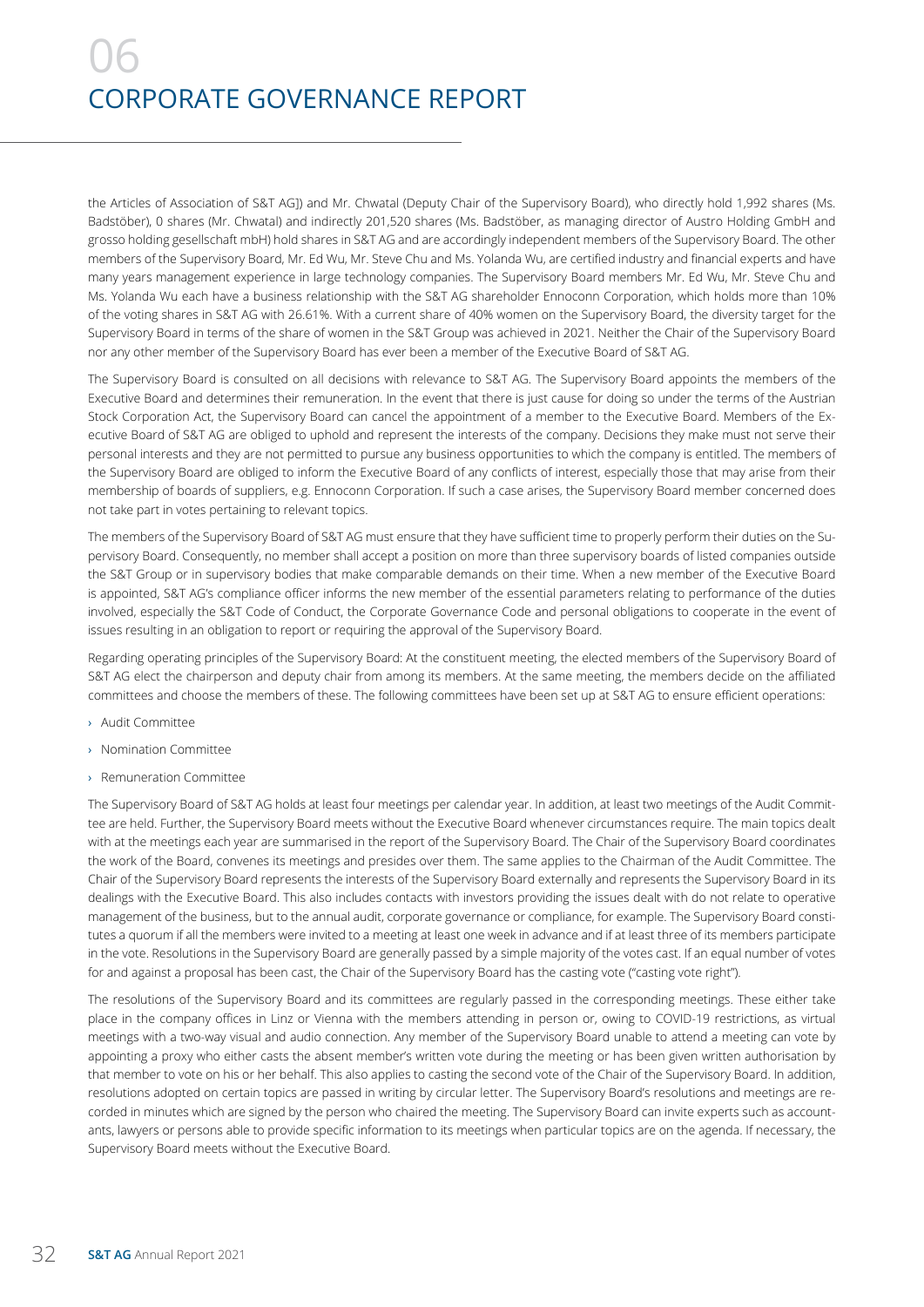the Articles of Association of S&T AG]) and Mr. Chwatal (Deputy Chair of the Supervisory Board), who directly hold 1,992 shares (Ms. Badstöber), 0 shares (Mr. Chwatal) and indirectly 201,520 shares (Ms. Badstöber, as managing director of Austro Holding GmbH and grosso holding gesellschaft mbH) hold shares in S&T AG and are accordingly independent members of the Supervisory Board. The other members of the Supervisory Board, Mr. Ed Wu, Mr. Steve Chu and Ms. Yolanda Wu, are certified industry and financial experts and have many years management experience in large technology companies. The Supervisory Board members Mr. Ed Wu, Mr. Steve Chu and Ms. Yolanda Wu each have a business relationship with the S&T AG shareholder Ennoconn Corporation, which holds more than 10% of the voting shares in S&T AG with 26.61%. With a current share of 40% women on the Supervisory Board, the diversity target for the Supervisory Board in terms of the share of women in the S&T Group was achieved in 2021. Neither the Chair of the Supervisory Board nor any other member of the Supervisory Board has ever been a member of the Executive Board of S&T AG.

The Supervisory Board is consulted on all decisions with relevance to S&T AG. The Supervisory Board appoints the members of the Executive Board and determines their remuneration. In the event that there is just cause for doing so under the terms of the Austrian Stock Corporation Act, the Supervisory Board can cancel the appointment of a member to the Executive Board. Members of the Executive Board of S&T AG are obliged to uphold and represent the interests of the company. Decisions they make must not serve their personal interests and they are not permitted to pursue any business opportunities to which the company is entitled. The members of the Supervisory Board are obliged to inform the Executive Board of any conflicts of interest, especially those that may arise from their membership of boards of suppliers, e.g. Ennoconn Corporation. If such a case arises, the Supervisory Board member concerned does not take part in votes pertaining to relevant topics.

The members of the Supervisory Board of S&T AG must ensure that they have sufficient time to properly perform their duties on the Supervisory Board. Consequently, no member shall accept a position on more than three supervisory boards of listed companies outside the S&T Group or in supervisory bodies that make comparable demands on their time. When a new member of the Executive Board is appointed, S&T AG's compliance officer informs the new member of the essential parameters relating to performance of the duties involved, especially the S&T Code of Conduct, the Corporate Governance Code and personal obligations to cooperate in the event of issues resulting in an obligation to report or requiring the approval of the Supervisory Board.

Regarding operating principles of the Supervisory Board: At the constituent meeting, the elected members of the Supervisory Board of S&T AG elect the chairperson and deputy chair from among its members. At the same meeting, the members decide on the affiliated committees and choose the members of these. The following committees have been set up at S&T AG to ensure efficient operations:

- Audit Committee
- Nomination Committee
- Remuneration Committee

The Supervisory Board of S&T AG holds at least four meetings per calendar year. In addition, at least two meetings of the Audit Committee are held. Further, the Supervisory Board meets without the Executive Board whenever circumstances require. The main topics dealt with at the meetings each year are summarised in the report of the Supervisory Board. The Chair of the Supervisory Board coordinates the work of the Board, convenes its meetings and presides over them. The same applies to the Chairman of the Audit Committee. The Chair of the Supervisory Board represents the interests of the Supervisory Board externally and represents the Supervisory Board in its dealings with the Executive Board. This also includes contacts with investors providing the issues dealt with do not relate to operative management of the business, but to the annual audit, corporate governance or compliance, for example. The Supervisory Board constitutes a quorum if all the members were invited to a meeting at least one week in advance and if at least three of its members participate in the vote. Resolutions in the Supervisory Board are generally passed by a simple majority of the votes cast. If an equal number of votes for and against a proposal has been cast, the Chair of the Supervisory Board has the casting vote ("casting vote right").

The resolutions of the Supervisory Board and its committees are regularly passed in the corresponding meetings. These either take place in the company offices in Linz or Vienna with the members attending in person or, owing to COVID-19 restrictions, as virtual meetings with a two-way visual and audio connection. Any member of the Supervisory Board unable to attend a meeting can vote by appointing a proxy who either casts the absent member's written vote during the meeting or has been given written authorisation by that member to vote on his or her behalf. This also applies to casting the second vote of the Chair of the Supervisory Board. In addition, resolutions adopted on certain topics are passed in writing by circular letter. The Supervisory Board's resolutions and meetings are recorded in minutes which are signed by the person who chaired the meeting. The Supervisory Board can invite experts such as accountants, lawyers or persons able to provide specific information to its meetings when particular topics are on the agenda. If necessary, the Supervisory Board meets without the Executive Board.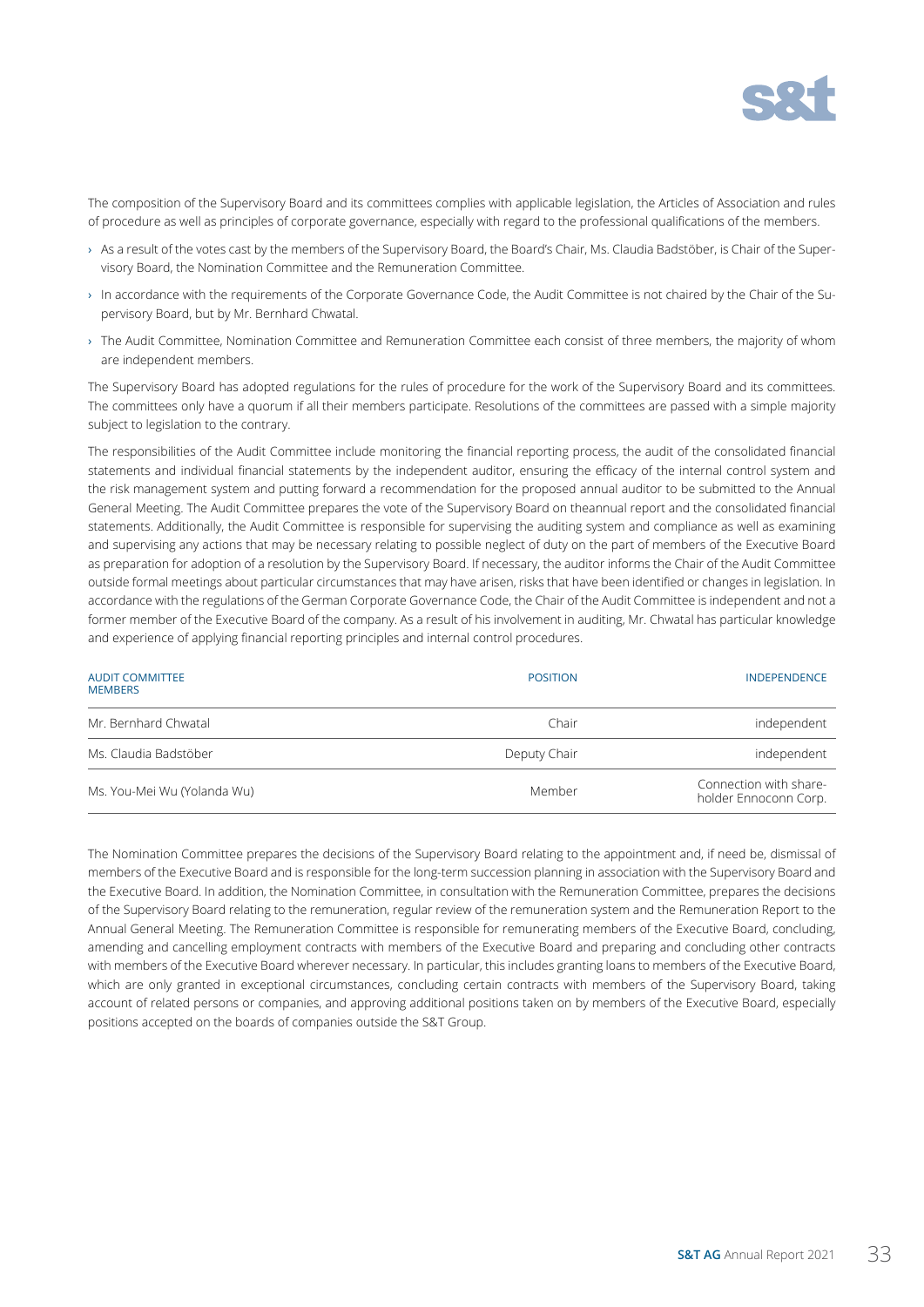The composition of the Supervisory Board and its committees complies with applicable legislation, the Articles of Association and rules of procedure as well as principles of corporate governance, especially with regard to the professional qualifications of the members.

- As a result of the votes cast by the members of the Supervisory Board, the Board's Chair, Ms. Claudia Badstöber, is Chair of the Supervisory Board, the Nomination Committee and the Remuneration Committee.
- In accordance with the requirements of the Corporate Governance Code, the Audit Committee is not chaired by the Chair of the Supervisory Board, but by Mr. Bernhard Chwatal.
- The Audit Committee, Nomination Committee and Remuneration Committee each consist of three members, the majority of whom are independent members.

The Supervisory Board has adopted regulations for the rules of procedure for the work of the Supervisory Board and its committees. The committees only have a quorum if all their members participate. Resolutions of the committees are passed with a simple majority subject to legislation to the contrary.

The responsibilities of the Audit Committee include monitoring the financial reporting process, the audit of the consolidated financial statements and individual financial statements by the independent auditor, ensuring the efficacy of the internal control system and the risk management system and putting forward a recommendation for the proposed annual auditor to be submitted to the Annual General Meeting. The Audit Committee prepares the vote of the Supervisory Board on theannual report and the consolidated financial statements. Additionally, the Audit Committee is responsible for supervising the auditing system and compliance as well as examining and supervising any actions that may be necessary relating to possible neglect of duty on the part of members of the Executive Board as preparation for adoption of a resolution by the Supervisory Board. If necessary, the auditor informs the Chair of the Audit Committee outside formal meetings about particular circumstances that may have arisen, risks that have been identified or changes in legislation. In accordance with the regulations of the German Corporate Governance Code, the Chair of the Audit Committee is independent and not a former member of the Executive Board of the company. As a result of his involvement in auditing, Mr. Chwatal has particular knowledge and experience of applying financial reporting principles and internal control procedures.

| AUDIT COMMITTEE MEMBERS | POSITION | INDEPENDENCE |
|---|---|---|
| Mr. Bernhard Chwatal | Chair | independent |
| Ms. Claudia Badstöber | Deputy Chair | independent |
| Ms. You-Mei Wu (Yolanda Wu) | Member | Connection with shareholder Ennoconn Corp. |

The Nomination Committee prepares the decisions of the Supervisory Board relating to the appointment and, if need be, dismissal of members of the Executive Board and is responsible for the long-term succession planning in association with the Supervisory Board and the Executive Board. In addition, the Nomination Committee, in consultation with the Remuneration Committee, prepares the decisions of the Supervisory Board relating to the remuneration, regular review of the remuneration system and the Remuneration Report to the Annual General Meeting. The Remuneration Committee is responsible for remunerating members of the Executive Board, concluding, amending and cancelling employment contracts with members of the Executive Board and preparing and concluding other contracts with members of the Executive Board wherever necessary. In particular, this includes granting loans to members of the Executive Board, which are only granted in exceptional circumstances, concluding certain contracts with members of the Supervisory Board, taking account of related persons or companies, and approving additional positions taken on by members of the Executive Board, especially positions accepted on the boards of companies outside the S&T Group.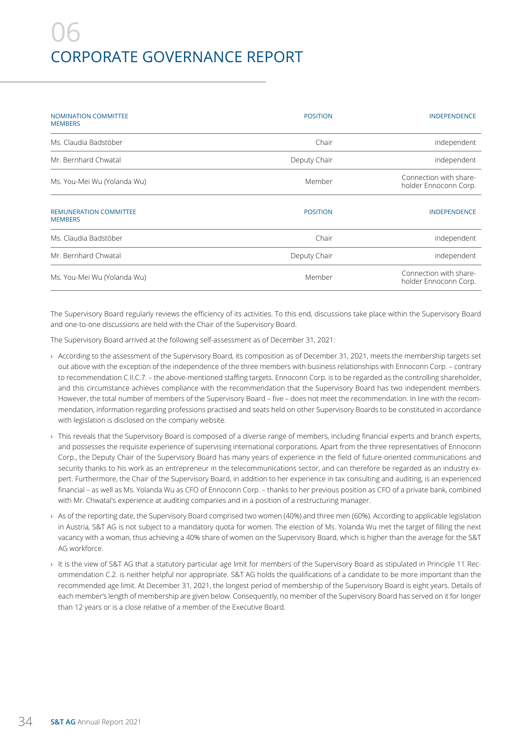# 06
# CORPORATE GOVERNANCE REPORT

| NOMINATION COMMITTEE MEMBERS | POSITION | INDEPENDENCE |
|---|---|---|
| Ms. Claudia Badstöber | Chair | independent |
| Mr. Bernhard Chwatal | Deputy Chair | independent |
| Ms. You-Mei Wu (Yolanda Wu) | Member | Connection with share-holder Ennoconn Corp. |

| REMUNERATION COMMITTEE MEMBERS | POSITION | INDEPENDENCE |
|---|---|---|
| Ms. Claudia Badstöber | Chair | independent |
| Mr. Bernhard Chwatal | Deputy Chair | independent |
| Ms. You-Mei Wu (Yolanda Wu) | Member | Connection with share-holder Ennoconn Corp. |

The Supervisory Board regularly reviews the efficiency of its activities. To this end, discussions take place within the Supervisory Board and one-to-one discussions are held with the Chair of the Supervisory Board.

The Supervisory Board arrived at the following self-assessment as of December 31, 2021:

- According to the assessment of the Supervisory Board, its composition as of December 31, 2021, meets the membership targets set out above with the exception of the independence of the three members with business relationships with Ennoconn Corp. – contrary to recommendation C.II.C.7. – the above-mentioned staffing targets. Ennoconn Corp. is to be regarded as the controlling shareholder, and this circumstance achieves compliance with the recommendation that the Supervisory Board has two independent members. However, the total number of members of the Supervisory Board – five – does not meet the recommendation. In line with the recommendation, information regarding professions practised and seats held on other Supervisory Boards to be constituted in accordance with legislation is disclosed on the company website.
- This reveals that the Supervisory Board is composed of a diverse range of members, including financial experts and branch experts, and possesses the requisite experience of supervising international corporations. Apart from the three representatives of Ennoconn Corp., the Deputy Chair of the Supervisory Board has many years of experience in the field of future-oriented communications and security thanks to his work as an entrepreneur in the telecommunications sector, and can therefore be regarded as an industry expert. Furthermore, the Chair of the Supervisory Board, in addition to her experience in tax consulting and auditing, is an experienced financial – as well as Ms. Yolanda Wu as CFO of Ennoconn Corp. – thanks to her previous position as CFO of a private bank, combined with Mr. Chwatal's experience at auditing companies and in a position of a restructuring manager.
- As of the reporting date, the Supervisory Board comprised two women (40%) and three men (60%). According to applicable legislation in Austria, S&T AG is not subject to a mandatory quota for women. The election of Ms. Yolanda Wu met the target of filling the next vacancy with a woman, thus achieving a 40% share of women on the Supervisory Board, which is higher than the average for the S&T AG workforce.
- It is the view of S&T AG that a statutory particular age limit for members of the Supervisory Board as stipulated in Principle 11 Recommendation C.2. is neither helpful nor appropriate. S&T AG holds the qualifications of a candidate to be more important than the recommended age limit. At December 31, 2021, the longest period of membership of the Supervisory Board is eight years. Details of each member's length of membership are given below. Consequently, no member of the Supervisory Board has served on it for longer than 12 years or is a close relative of a member of the Executive Board.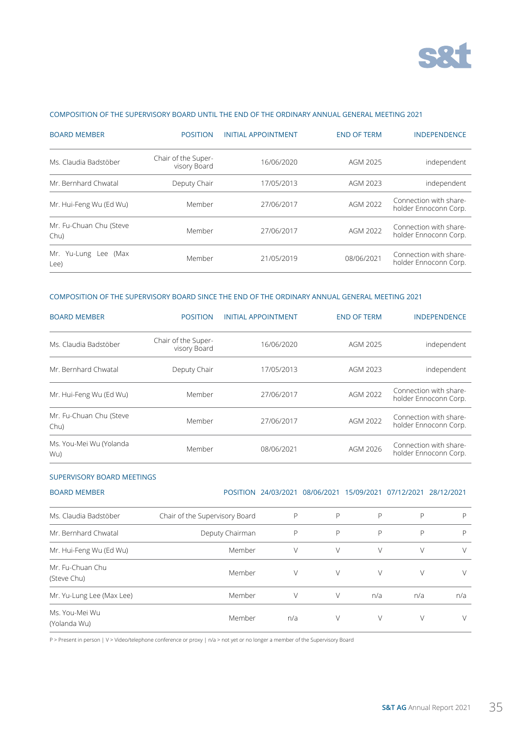## COMPOSITION OF THE SUPERVISORY BOARD UNTIL THE END OF THE ORDINARY ANNUAL GENERAL MEETING 2021

| BOARD MEMBER | POSITION | INITIAL APPOINTMENT | END OF TERM | INDEPENDENCE |
|---|---|---|---|---|
| Ms. Claudia Badstöber | Chair of the Supervisory Board | 16/06/2020 | AGM 2025 | independent |
| Mr. Bernhard Chwatal | Deputy Chair | 17/05/2013 | AGM 2023 | independent |
| Mr. Hui-Feng Wu (Ed Wu) | Member | 27/06/2017 | AGM 2022 | Connection with shareholder Ennoconn Corp. |
| Mr. Fu-Chuan Chu (Steve Chu) | Member | 27/06/2017 | AGM 2022 | Connection with shareholder Ennoconn Corp. |
| Mr. Yu-Lung Lee (Max Lee) | Member | 21/05/2019 | 08/06/2021 | Connection with shareholder Ennoconn Corp. |

## COMPOSITION OF THE SUPERVISORY BOARD SINCE THE END OF THE ORDINARY ANNUAL GENERAL MEETING 2021

| BOARD MEMBER | POSITION | INITIAL APPOINTMENT | END OF TERM | INDEPENDENCE |
|---|---|---|---|---|
| Ms. Claudia Badstöber | Chair of the Supervisory Board | 16/06/2020 | AGM 2025 | independent |
| Mr. Bernhard Chwatal | Deputy Chair | 17/05/2013 | AGM 2023 | independent |
| Mr. Hui-Feng Wu (Ed Wu) | Member | 27/06/2017 | AGM 2022 | Connection with shareholder Ennoconn Corp. |
| Mr. Fu-Chuan Chu (Steve Chu) | Member | 27/06/2017 | AGM 2022 | Connection with shareholder Ennoconn Corp. |
| Ms. You-Mei Wu (Yolanda Wu) | Member | 08/06/2021 | AGM 2026 | Connection with shareholder Ennoconn Corp. |

## SUPERVISORY BOARD MEETINGS

| BOARD MEMBER | POSITION | 24/03/2021 | 08/06/2021 | 15/09/2021 | 07/12/2021 | 28/12/2021 |
|---|---|---|---|---|---|---|
| Ms. Claudia Badstöber | Chair of the Supervisory Board | P | P | P | P | P |
| Mr. Bernhard Chwatal | Deputy Chairman | P | P | P | P | P |
| Mr. Hui-Feng Wu (Ed Wu) | Member | V | V | V | V | V |
| Mr. Fu-Chuan Chu (Steve Chu) | Member | V | V | V | V | V |
| Mr. Yu-Lung Lee (Max Lee) | Member | V | V | n/a | n/a | n/a |
| Ms. You-Mei Wu (Yolanda Wu) | Member | n/a | V | V | V | V |

P > Present in person | V > Video/telephone conference or proxy | n/a > not yet or no longer a member of the Supervisory Board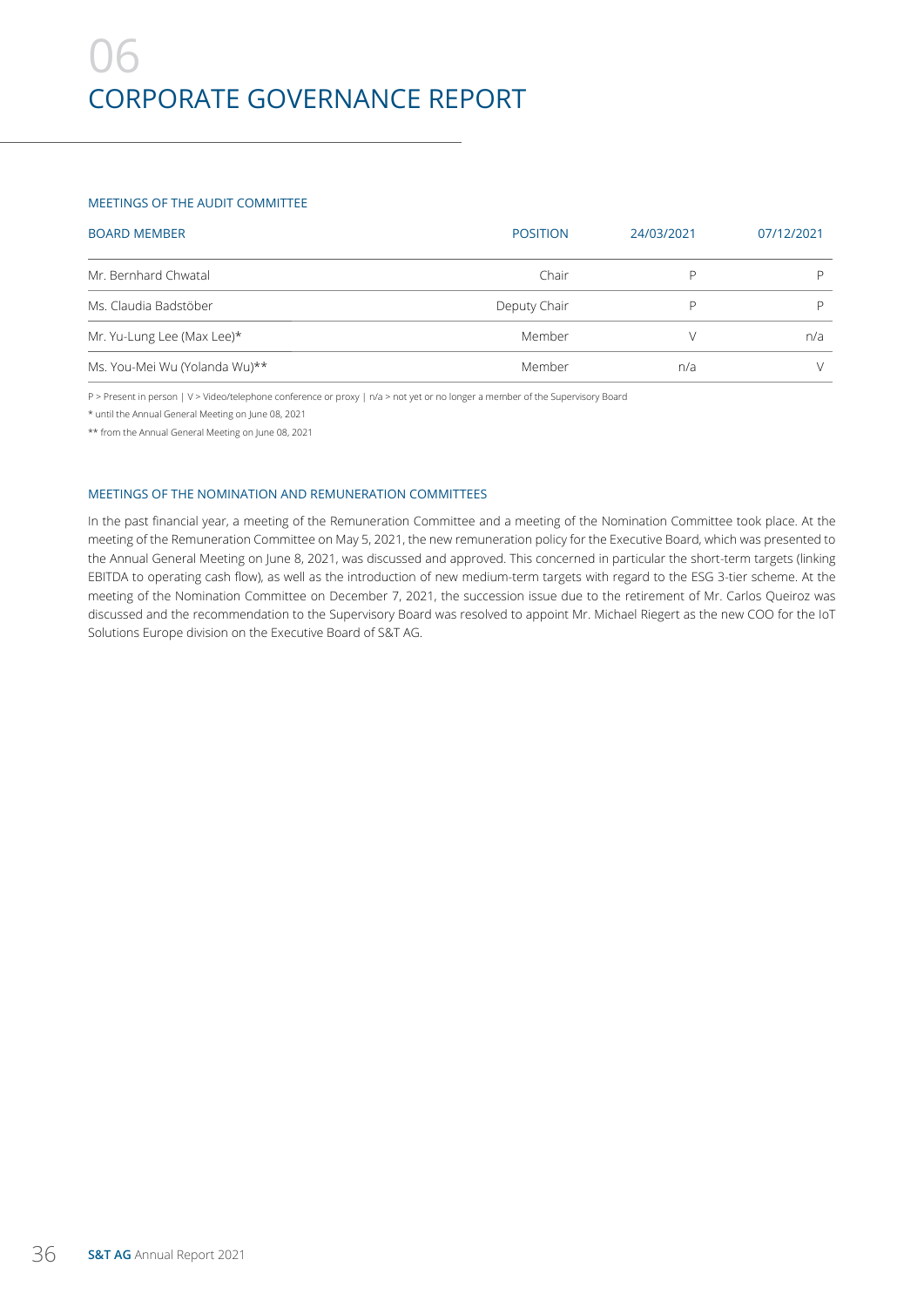# 06
# CORPORATE GOVERNANCE REPORT

### MEETINGS OF THE AUDIT COMMITTEE

| BOARD MEMBER | POSITION | 24/03/2021 | 07/12/2021 |
|---|---|---|---|
| Mr. Bernhard Chwatal | Chair | P | P |
| Ms. Claudia Badstöber | Deputy Chair | P | P |
| Mr. Yu-Lung Lee (Max Lee)* | Member | V | n/a |
| Ms. You-Mei Wu (Yolanda Wu)** | Member | n/a | V |

P > Present in person | V > Video/telephone conference or proxy | n/a > not yet or no longer a member of the Supervisory Board

* until the Annual General Meeting on June 08, 2021

** from the Annual General Meeting on June 08, 2021

### MEETINGS OF THE NOMINATION AND REMUNERATION COMMITTEES

In the past financial year, a meeting of the Remuneration Committee and a meeting of the Nomination Committee took place. At the meeting of the Remuneration Committee on May 5, 2021, the new remuneration policy for the Executive Board, which was presented to the Annual General Meeting on June 8, 2021, was discussed and approved. This concerned in particular the short-term targets (linking EBITDA to operating cash flow), as well as the introduction of new medium-term targets with regard to the ESG 3-tier scheme. At the meeting of the Nomination Committee on December 7, 2021, the succession issue due to the retirement of Mr. Carlos Queiroz was discussed and the recommendation to the Supervisory Board was resolved to appoint Mr. Michael Riegert as the new COO for the IoT Solutions Europe division on the Executive Board of S&T AG.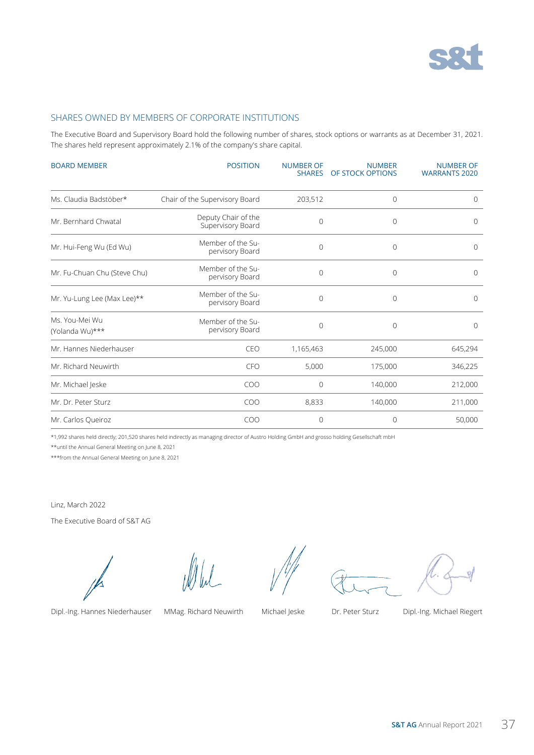## SHARES OWNED BY MEMBERS OF CORPORATE INSTITUTIONS

The Executive Board and Supervisory Board hold the following number of shares, stock options or warrants as at December 31, 2021. The shares held represent approximately 2.1% of the company's share capital.

| BOARD MEMBER | POSITION | NUMBER OF SHARES | NUMBER OF STOCK OPTIONS | NUMBER OF WARRANTS 2020 |
|---|---|---|---|---|
| Ms. Claudia Badstöber* | Chair of the Supervisory Board | 203,512 | 0 | 0 |
| Mr. Bernhard Chwatal | Deputy Chair of the Supervisory Board | 0 | 0 | 0 |
| Mr. Hui-Feng Wu (Ed Wu) | Member of the Supervisory Board | 0 | 0 | 0 |
| Mr. Fu-Chuan Chu (Steve Chu) | Member of the Supervisory Board | 0 | 0 | 0 |
| Mr. Yu-Lung Lee (Max Lee)** | Member of the Supervisory Board | 0 | 0 | 0 |
| Ms. You-Mei Wu (Yolanda Wu)*** | Member of the Supervisory Board | 0 | 0 | 0 |
| Mr. Hannes Niederhauser | CEO | 1,165,463 | 245,000 | 645,294 |
| Mr. Richard Neuwirth | CFO | 5,000 | 175,000 | 346,225 |
| Mr. Michael Jeske | COO | 0 | 140,000 | 212,000 |
| Mr. Dr. Peter Sturz | COO | 8,833 | 140,000 | 211,000 |
| Mr. Carlos Queiroz | COO | 0 | 0 | 50,000 |

*1,992 shares held directly; 201,520 shares held indirectly as managing director of Austro Holding GmbH and grosso holding Gesellschaft mbH

**until the Annual General Meeting on June 8, 2021

***from the Annual General Meeting on June 8, 2021

Linz, March 2022

The Executive Board of S&T AG

Dipl.-Ing. Hannes Niederhauser    MMag. Richard Neuwirth    Michael Jeske    Dr. Peter Sturz    Dipl.-Ing. Michael Riegert